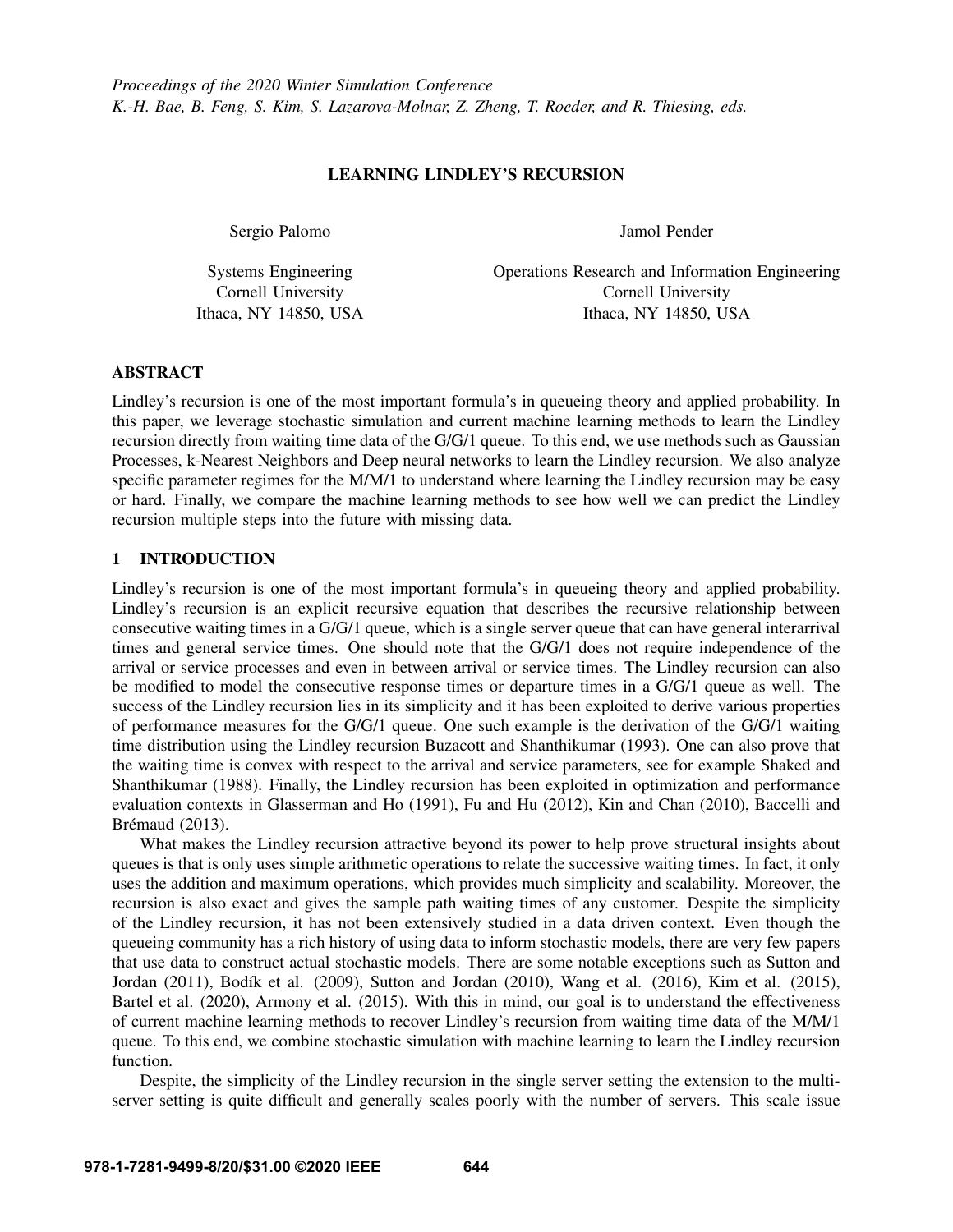# LEARNING LINDLEY'S RECURSION

Sergio Palomo

Systems Engineering
Cornell University
Ithaca, NY 14850, USA

Jamol Pender

Operations Research and Information Engineering
Cornell University
Ithaca, NY 14850, USA

## ABSTRACT

Lindley's recursion is one of the most important formula's in queueing theory and applied probability. In this paper, we leverage stochastic simulation and current machine learning methods to learn the Lindley recursion directly from waiting time data of the G/G/1 queue. To this end, we use methods such as Gaussian Processes, k-Nearest Neighbors and Deep neural networks to learn the Lindley recursion. We also analyze specific parameter regimes for the M/M/1 to understand where learning the Lindley recursion may be easy or hard. Finally, we compare the machine learning methods to see how well we can predict the Lindley recursion multiple steps into the future with missing data.

## 1 INTRODUCTION

Lindley's recursion is one of the most important formula's in queueing theory and applied probability. Lindley's recursion is an explicit recursive equation that describes the recursive relationship between consecutive waiting times in a G/G/1 queue, which is a single server queue that can have general interarrival times and general service times. One should note that the G/G/1 does not require independence of the arrival or service processes and even in between arrival or service times. The Lindley recursion can also be modified to model the consecutive response times or departure times in a G/G/1 queue as well. The success of the Lindley recursion lies in its simplicity and it has been exploited to derive various properties of performance measures for the G/G/1 queue. One such example is the derivation of the G/G/1 waiting time distribution using the Lindley recursion Buzacott and Shanthikumar (1993). One can also prove that the waiting time is convex with respect to the arrival and service parameters, see for example Shaked and Shanthikumar (1988). Finally, the Lindley recursion has been exploited in optimization and performance evaluation contexts in Glasserman and Ho (1991), Fu and Hu (2012), Kin and Chan (2010), Baccelli and Brémaud (2013).

What makes the Lindley recursion attractive beyond its power to help prove structural insights about queues is that is only uses simple arithmetic operations to relate the successive waiting times. In fact, it only uses the addition and maximum operations, which provides much simplicity and scalability. Moreover, the recursion is also exact and gives the sample path waiting times of any customer. Despite the simplicity of the Lindley recursion, it has not been extensively studied in a data driven context. Even though the queueing community has a rich history of using data to inform stochastic models, there are very few papers that use data to construct actual stochastic models. There are some notable exceptions such as Sutton and Jordan (2011), Bodík et al. (2009), Sutton and Jordan (2010), Wang et al. (2016), Kim et al. (2015), Bartel et al. (2020), Armony et al. (2015). With this in mind, our goal is to understand the effectiveness of current machine learning methods to recover Lindley's recursion from waiting time data of the M/M/1 queue. To this end, we combine stochastic simulation with machine learning to learn the Lindley recursion function.

Despite, the simplicity of the Lindley recursion in the single server setting the extension to the multi-server setting is quite difficult and generally scales poorly with the number of servers. This scale issue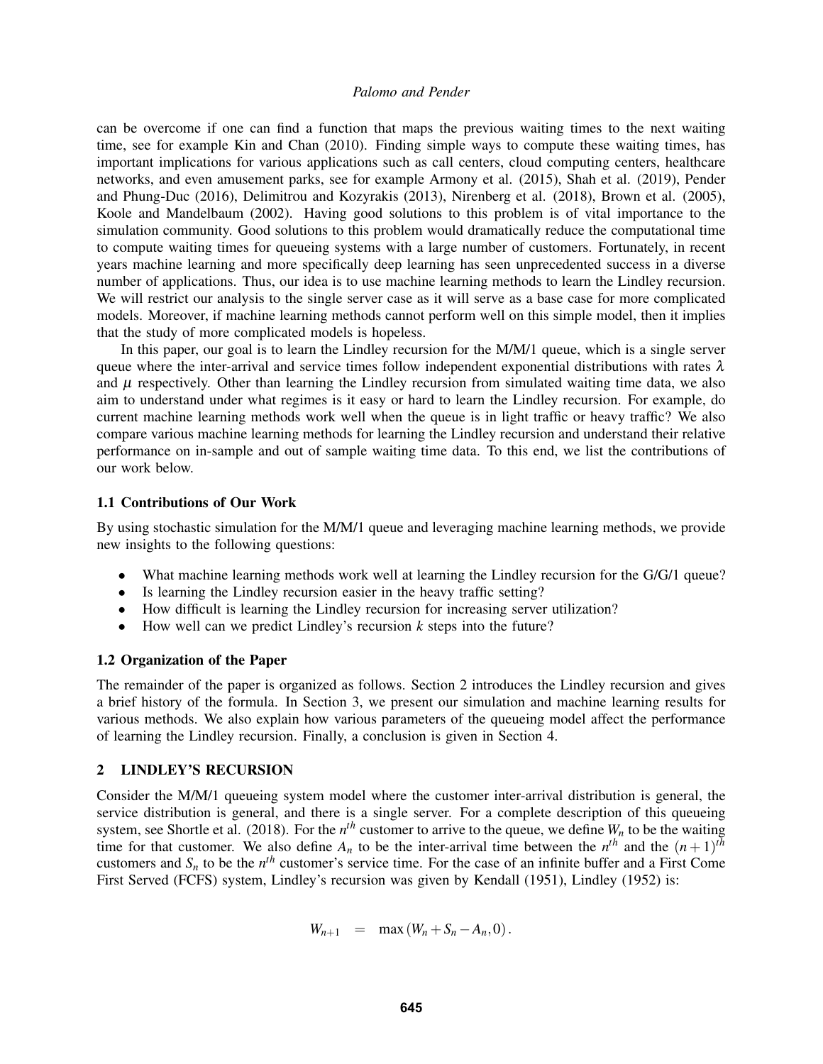can be overcome if one can find a function that maps the previous waiting times to the next waiting time, see for example Kin and Chan (2010). Finding simple ways to compute these waiting times, has important implications for various applications such as call centers, cloud computing centers, healthcare networks, and even amusement parks, see for example Armony et al. (2015), Shah et al. (2019), Pender and Phung-Duc (2016), Delimitrou and Kozyrakis (2013), Nirenberg et al. (2018), Brown et al. (2005), Koole and Mandelbaum (2002). Having good solutions to this problem is of vital importance to the simulation community. Good solutions to this problem would dramatically reduce the computational time to compute waiting times for queueing systems with a large number of customers. Fortunately, in recent years machine learning and more specifically deep learning has seen unprecedented success in a diverse number of applications. Thus, our idea is to use machine learning methods to learn the Lindley recursion. We will restrict our analysis to the single server case as it will serve as a base case for more complicated models. Moreover, if machine learning methods cannot perform well on this simple model, then it implies that the study of more complicated models is hopeless.

In this paper, our goal is to learn the Lindley recursion for the M/M/1 queue, which is a single server queue where the inter-arrival and service times follow independent exponential distributions with rates $\lambda$ and $\mu$ respectively. Other than learning the Lindley recursion from simulated waiting time data, we also aim to understand under what regimes is it easy or hard to learn the Lindley recursion. For example, do current machine learning methods work well when the queue is in light traffic or heavy traffic? We also compare various machine learning methods for learning the Lindley recursion and understand their relative performance on in-sample and out of sample waiting time data. To this end, we list the contributions of our work below.

### 1.1 Contributions of Our Work

By using stochastic simulation for the M/M/1 queue and leveraging machine learning methods, we provide new insights to the following questions:

- What machine learning methods work well at learning the Lindley recursion for the G/G/1 queue?
- Is learning the Lindley recursion easier in the heavy traffic setting?
- How difficult is learning the Lindley recursion for increasing server utilization?
- How well can we predict Lindley's recursion $k$ steps into the future?

### 1.2 Organization of the Paper

The remainder of the paper is organized as follows. Section 2 introduces the Lindley recursion and gives a brief history of the formula. In Section 3, we present our simulation and machine learning results for various methods. We also explain how various parameters of the queueing model affect the performance of learning the Lindley recursion. Finally, a conclusion is given in Section 4.

## 2 LINDLEY'S RECURSION

Consider the M/M/1 queueing system model where the customer inter-arrival distribution is general, the service distribution is general, and there is a single server. For a complete description of this queueing system, see Shortle et al. (2018). For the $n^{th}$ customer to arrive to the queue, we define $W_n$ to be the waiting time for that customer. We also define $A_n$ to be the inter-arrival time between the $n^{th}$ and the $(n+1)^{th}$ customers and $S_n$ to be the $n^{th}$ customer's service time. For the case of an infinite buffer and a First Come First Served (FCFS) system, Lindley's recursion was given by Kendall (1951), Lindley (1952) is:

$$W_{n+1} \quad = \quad \max\left(W_n + S_n - A_n, 0\right).$$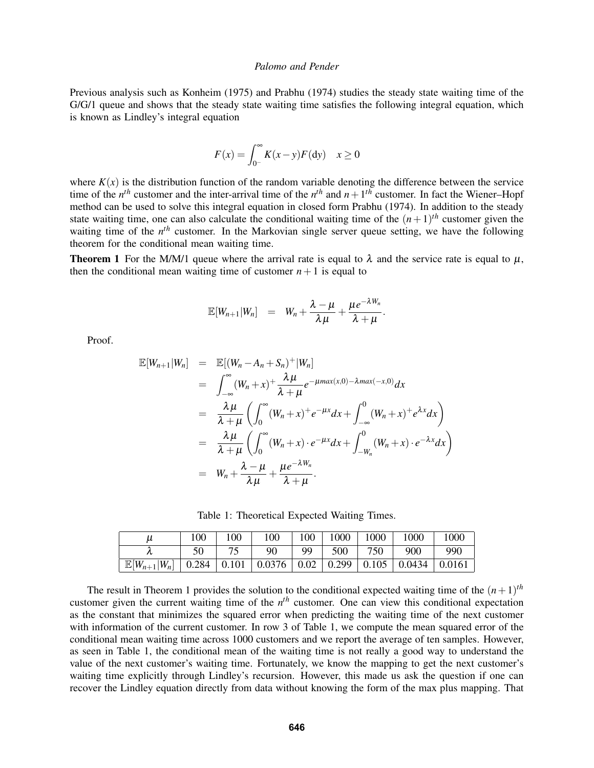Previous analysis such as Konheim (1975) and Prabhu (1974) studies the steady state waiting time of the G/G/1 queue and shows that the steady state waiting time satisfies the following integral equation, which is known as Lindley's integral equation

$$F(x) = \int_{0^-}^{\infty} K(x-y)F(\mathrm{d}y) \quad x \geq 0$$

where $K(x)$ is the distribution function of the random variable denoting the difference between the service time of the $n^{th}$ customer and the inter-arrival time of the $n^{th}$ and $n+1^{th}$ customer. In fact the Wiener–Hopf method can be used to solve this integral equation in closed form Prabhu (1974). In addition to the steady state waiting time, one can also calculate the conditional waiting time of the $(n+1)^{th}$ customer given the waiting time of the $n^{th}$ customer. In the Markovian single server queue setting, we have the following theorem for the conditional mean waiting time.

**Theorem 1** For the M/M/1 queue where the arrival rate is equal to $\lambda$ and the service rate is equal to $\mu$, then the conditional mean waiting time of customer $n+1$ is equal to

$$\mathbb{E}[W_{n+1}|W_n] = W_n + \frac{\lambda - \mu}{\lambda \mu} + \frac{\mu e^{-\lambda W_n}}{\lambda + \mu}.$$

Proof.

$$\begin{aligned}
\mathbb{E}[W_{n+1}|W_n] &= \mathbb{E}[(W_n - A_n + S_n)^+ | W_n] \\
&= \int_{-\infty}^{\infty} (W_n + x)^+ \frac{\lambda \mu}{\lambda + \mu} e^{-\mu max(x,0) - \lambda max(-x,0)} dx \\
&= \frac{\lambda \mu}{\lambda + \mu} \left( \int_0^{\infty} (W_n + x)^+ e^{-\mu x} dx + \int_{-\infty}^{0} (W_n + x)^+ e^{\lambda x} dx \right) \\
&= \frac{\lambda \mu}{\lambda + \mu} \left( \int_0^{\infty} (W_n + x) \cdot e^{-\mu x} dx + \int_{-W_n}^{0} (W_n + x) \cdot e^{-\lambda x} dx \right) \\
&= W_n + \frac{\lambda - \mu}{\lambda \mu} + \frac{\mu e^{-\lambda W_n}}{\lambda + \mu}.
\end{aligned}$$

Table 1: Theoretical Expected Waiting Times.

| $\mu$ | 100 | 100 | 100 | 100 | 1000 | 1000 | 1000 | 1000 |
|---|---|---|---|---|---|---|---|---|
| $\lambda$ | 50 | 75 | 90 | 99 | 500 | 750 | 900 | 990 |
| $\mathbb{E}[W_{n+1}\|W_n]$ | 0.284 | 0.101 | 0.0376 | 0.02 | 0.299 | 0.105 | 0.0434 | 0.0161 |

The result in Theorem 1 provides the solution to the conditional expected waiting time of the $(n+1)^{th}$ customer given the current waiting time of the $n^{th}$ customer. One can view this conditional expectation as the constant that minimizes the squared error when predicting the waiting time of the next customer with information of the current customer. In row 3 of Table 1, we compute the mean squared error of the conditional mean waiting time across 1000 customers and we report the average of ten samples. However, as seen in Table 1, the conditional mean of the waiting time is not really a good way to understand the value of the next customer's waiting time. Fortunately, we know the mapping to get the next customer's waiting time explicitly through Lindley's recursion. However, this made us ask the question if one can recover the Lindley equation directly from data without knowing the form of the max plus mapping. That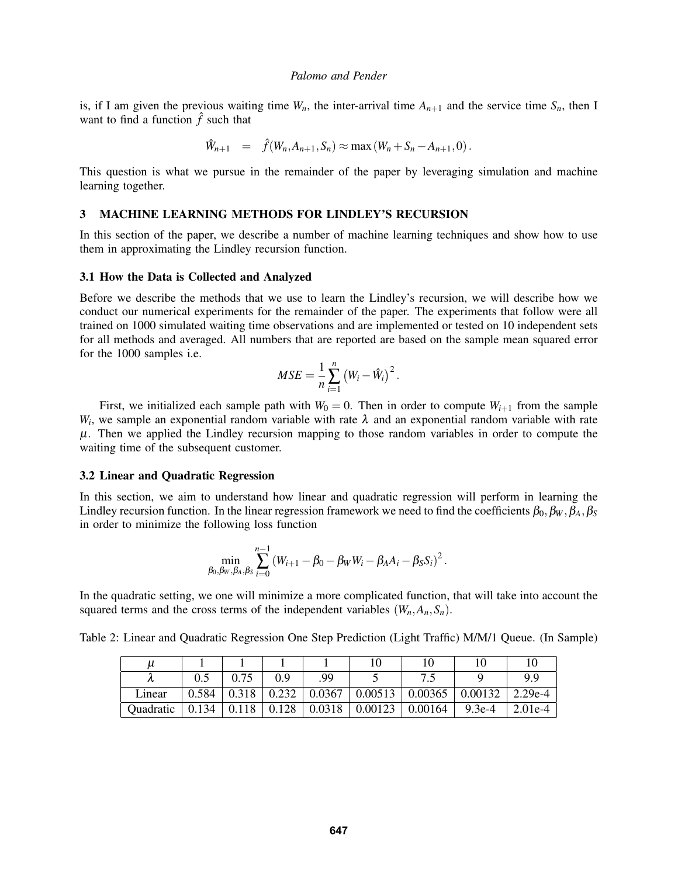is, if I am given the previous waiting time $W_n$, the inter-arrival time $A_{n+1}$ and the service time $S_n$, then I want to find a function $\hat{f}$ such that

$$\hat{W}_{n+1} \quad = \quad \hat{f}(W_n, A_{n+1}, S_n) \approx \max\left(W_n + S_n - A_{n+1}, 0\right).$$

This question is what we pursue in the remainder of the paper by leveraging simulation and machine learning together.

## 3 MACHINE LEARNING METHODS FOR LINDLEY'S RECURSION

In this section of the paper, we describe a number of machine learning techniques and show how to use them in approximating the Lindley recursion function.

### 3.1 How the Data is Collected and Analyzed

Before we describe the methods that we use to learn the Lindley's recursion, we will describe how we conduct our numerical experiments for the remainder of the paper. The experiments that follow were all trained on 1000 simulated waiting time observations and are implemented or tested on 10 independent sets for all methods and averaged. All numbers that are reported are based on the sample mean squared error for the 1000 samples i.e.

$$MSE = \frac{1}{n}\sum_{i=1}^{n}\left(W_i - \hat{W}_i\right)^2.$$

First, we initialized each sample path with $W_0 = 0$. Then in order to compute $W_{i+1}$ from the sample $W_i$, we sample an exponential random variable with rate $\lambda$ and an exponential random variable with rate $\mu$. Then we applied the Lindley recursion mapping to those random variables in order to compute the waiting time of the subsequent customer.

### 3.2 Linear and Quadratic Regression

In this section, we aim to understand how linear and quadratic regression will perform in learning the Lindley recursion function. In the linear regression framework we need to find the coefficients $\beta_0, \beta_W, \beta_A, \beta_S$ in order to minimize the following loss function

$$\min_{\beta_0,\beta_W,\beta_A,\beta_S}\sum_{i=0}^{n-1}\left(W_{i+1} - \beta_0 - \beta_W W_i - \beta_A A_i - \beta_S S_i\right)^2.$$

In the quadratic setting, we one will minimize a more complicated function, that will take into account the squared terms and the cross terms of the independent variables $(W_n, A_n, S_n)$.

Table 2: Linear and Quadratic Regression One Step Prediction (Light Traffic) M/M/1 Queue. (In Sample)

| $\mu$ | 1 | 1 | 1 | 1 | 10 | 10 | 10 | 10 |
|---|---|---|---|---|---|---|---|---|
| $\lambda$ | 0.5 | 0.75 | 0.9 | .99 | 5 | 7.5 | 9 | 9.9 |
| Linear | 0.584 | 0.318 | 0.232 | 0.0367 | 0.00513 | 0.00365 | 0.00132 | 2.29e-4 |
| Quadratic | 0.134 | 0.118 | 0.128 | 0.0318 | 0.00123 | 0.00164 | 9.3e-4 | 2.01e-4 |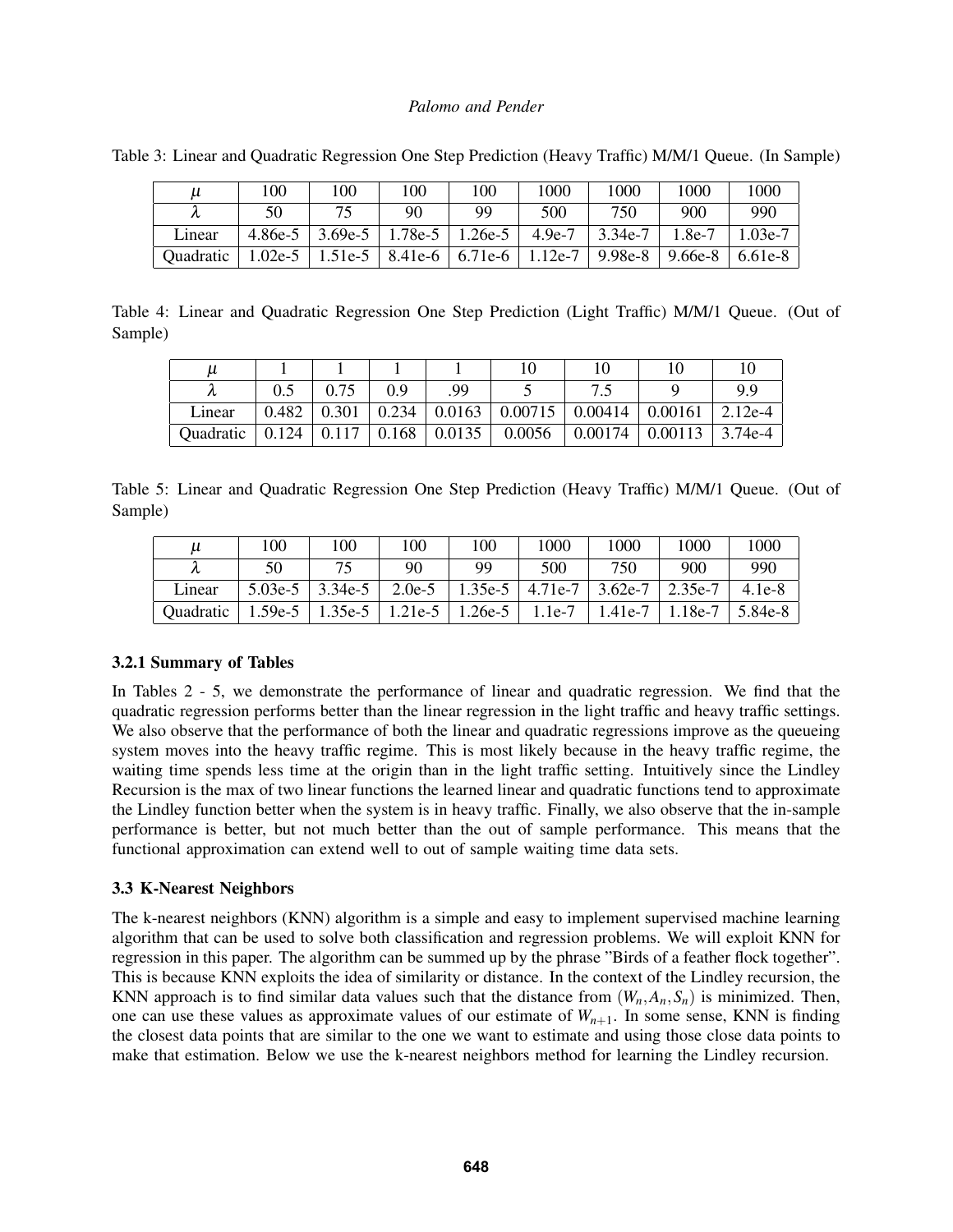Table 3: Linear and Quadratic Regression One Step Prediction (Heavy Traffic) M/M/1 Queue. (In Sample)

| $\mu$ | 100 | 100 | 100 | 100 | 1000 | 1000 | 1000 | 1000 |
|---|---|---|---|---|---|---|---|---|
| $\lambda$ | 50 | 75 | 90 | 99 | 500 | 750 | 900 | 990 |
| Linear | 4.86e-5 | 3.69e-5 | 1.78e-5 | 1.26e-5 | 4.9e-7 | 3.34e-7 | 1.8e-7 | 1.03e-7 |
| Quadratic | 1.02e-5 | 1.51e-5 | 8.41e-6 | 6.71e-6 | 1.12e-7 | 9.98e-8 | 9.66e-8 | 6.61e-8 |

Table 4: Linear and Quadratic Regression One Step Prediction (Light Traffic) M/M/1 Queue. (Out of Sample)

| $\mu$ | 1 | 1 | 1 | 1 | 10 | 10 | 10 | 10 |
|---|---|---|---|---|---|---|---|---|
| $\lambda$ | 0.5 | 0.75 | 0.9 | .99 | 5 | 7.5 | 9 | 9.9 |
| Linear | 0.482 | 0.301 | 0.234 | 0.0163 | 0.00715 | 0.00414 | 0.00161 | 2.12e-4 |
| Quadratic | 0.124 | 0.117 | 0.168 | 0.0135 | 0.0056 | 0.00174 | 0.00113 | 3.74e-4 |

Table 5: Linear and Quadratic Regression One Step Prediction (Heavy Traffic) M/M/1 Queue. (Out of Sample)

| $\mu$ | 100 | 100 | 100 | 100 | 1000 | 1000 | 1000 | 1000 |
|---|---|---|---|---|---|---|---|---|
| $\lambda$ | 50 | 75 | 90 | 99 | 500 | 750 | 900 | 990 |
| Linear | 5.03e-5 | 3.34e-5 | 2.0e-5 | 1.35e-5 | 4.71e-7 | 3.62e-7 | 2.35e-7 | 4.1e-8 |
| Quadratic | 1.59e-5 | 1.35e-5 | 1.21e-5 | 1.26e-5 | 1.1e-7 | 1.41e-7 | 1.18e-7 | 5.84e-8 |

#### 3.2.1 Summary of Tables

In Tables 2 - 5, we demonstrate the performance of linear and quadratic regression. We find that the quadratic regression performs better than the linear regression in the light traffic and heavy traffic settings. We also observe that the performance of both the linear and quadratic regressions improve as the queueing system moves into the heavy traffic regime. This is most likely because in the heavy traffic regime, the waiting time spends less time at the origin than in the light traffic setting. Intuitively since the Lindley Recursion is the max of two linear functions the learned linear and quadratic functions tend to approximate the Lindley function better when the system is in heavy traffic. Finally, we also observe that the in-sample performance is better, but not much better than the out of sample performance. This means that the functional approximation can extend well to out of sample waiting time data sets.

### 3.3 K-Nearest Neighbors

The k-nearest neighbors (KNN) algorithm is a simple and easy to implement supervised machine learning algorithm that can be used to solve both classification and regression problems. We will exploit KNN for regression in this paper. The algorithm can be summed up by the phrase "Birds of a feather flock together". This is because KNN exploits the idea of similarity or distance. In the context of the Lindley recursion, the KNN approach is to find similar data values such that the distance from $(W_n, A_n, S_n)$ is minimized. Then, one can use these values as approximate values of our estimate of $W_{n+1}$. In some sense, KNN is finding the closest data points that are similar to the one we want to estimate and using those close data points to make that estimation. Below we use the k-nearest neighbors method for learning the Lindley recursion.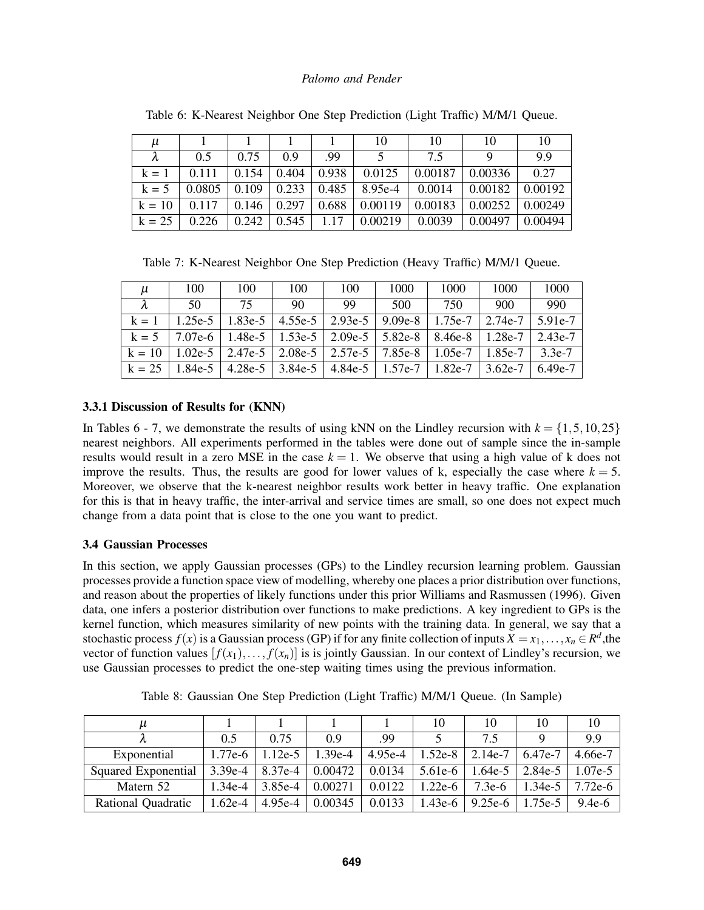Table 6: K-Nearest Neighbor One Step Prediction (Light Traffic) M/M/1 Queue.

| $\mu$ | 1 | 1 | 1 | 1 | 10 | 10 | 10 | 10 |
|---|---|---|---|---|---|---|---|---|
| $\lambda$ | 0.5 | 0.75 | 0.9 | .99 | 5 | 7.5 | 9 | 9.9 |
| k = 1 | 0.111 | 0.154 | 0.404 | 0.938 | 0.0125 | 0.00187 | 0.00336 | 0.27 |
| k = 5 | 0.0805 | 0.109 | 0.233 | 0.485 | 8.95e-4 | 0.0014 | 0.00182 | 0.00192 |
| k = 10 | 0.117 | 0.146 | 0.297 | 0.688 | 0.00119 | 0.00183 | 0.00252 | 0.00249 |
| k = 25 | 0.226 | 0.242 | 0.545 | 1.17 | 0.00219 | 0.0039 | 0.00497 | 0.00494 |

Table 7: K-Nearest Neighbor One Step Prediction (Heavy Traffic) M/M/1 Queue.

| $\mu$ | 100 | 100 | 100 | 100 | 1000 | 1000 | 1000 | 1000 |
|---|---|---|---|---|---|---|---|---|
| $\lambda$ | 50 | 75 | 90 | 99 | 500 | 750 | 900 | 990 |
| k = 1 | 1.25e-5 | 1.83e-5 | 4.55e-5 | 2.93e-5 | 9.09e-8 | 1.75e-7 | 2.74e-7 | 5.91e-7 |
| k = 5 | 7.07e-6 | 1.48e-5 | 1.53e-5 | 2.09e-5 | 5.82e-8 | 8.46e-8 | 1.28e-7 | 2.43e-7 |
| k = 10 | 1.02e-5 | 2.47e-5 | 2.08e-5 | 2.57e-5 | 7.85e-8 | 1.05e-7 | 1.85e-7 | 3.3e-7 |
| k = 25 | 1.84e-5 | 4.28e-5 | 3.84e-5 | 4.84e-5 | 1.57e-7 | 1.82e-7 | 3.62e-7 | 6.49e-7 |

### 3.3.1 Discussion of Results for (KNN)

In Tables 6 - 7, we demonstrate the results of using kNN on the Lindley recursion with $k = \{1, 5, 10, 25\}$ nearest neighbors. All experiments performed in the tables were done out of sample since the in-sample results would result in a zero MSE in the case $k = 1$. We observe that using a high value of k does not improve the results. Thus, the results are good for lower values of k, especially the case where $k = 5$. Moreover, we observe that the k-nearest neighbor results work better in heavy traffic. One explanation for this is that in heavy traffic, the inter-arrival and service times are small, so one does not expect much change from a data point that is close to the one you want to predict.

## 3.4 Gaussian Processes

In this section, we apply Gaussian processes (GPs) to the Lindley recursion learning problem. Gaussian processes provide a function space view of modelling, whereby one places a prior distribution over functions, and reason about the properties of likely functions under this prior Williams and Rasmussen (1996). Given data, one infers a posterior distribution over functions to make predictions. A key ingredient to GPs is the kernel function, which measures similarity of new points with the training data. In general, we say that a stochastic process $f(x)$ is a Gaussian process (GP) if for any finite collection of inputs $X = x_1, \ldots, x_n \in R^d$,the vector of function values $[f(x_1), \ldots, f(x_n)]$ is is jointly Gaussian. In our context of Lindley's recursion, we use Gaussian processes to predict the one-step waiting times using the previous information.

Table 8: Gaussian One Step Prediction (Light Traffic) M/M/1 Queue. (In Sample)

| $\mu$ | 1 | 1 | 1 | 1 | 10 | 10 | 10 | 10 |
|---|---|---|---|---|---|---|---|---|
| $\lambda$ | 0.5 | 0.75 | 0.9 | .99 | 5 | 7.5 | 9 | 9.9 |
| Exponential | 1.77e-6 | 1.12e-5 | 1.39e-4 | 4.95e-4 | 1.52e-8 | 2.14e-7 | 6.47e-7 | 4.66e-7 |
| Squared Exponential | 3.39e-4 | 8.37e-4 | 0.00472 | 0.0134 | 5.61e-6 | 1.64e-5 | 2.84e-5 | 1.07e-5 |
| Matern 52 | 1.34e-4 | 3.85e-4 | 0.00271 | 0.0122 | 1.22e-6 | 7.3e-6 | 1.34e-5 | 7.72e-6 |
| Rational Quadratic | 1.62e-4 | 4.95e-4 | 0.00345 | 0.0133 | 1.43e-6 | 9.25e-6 | 1.75e-5 | 9.4e-6 |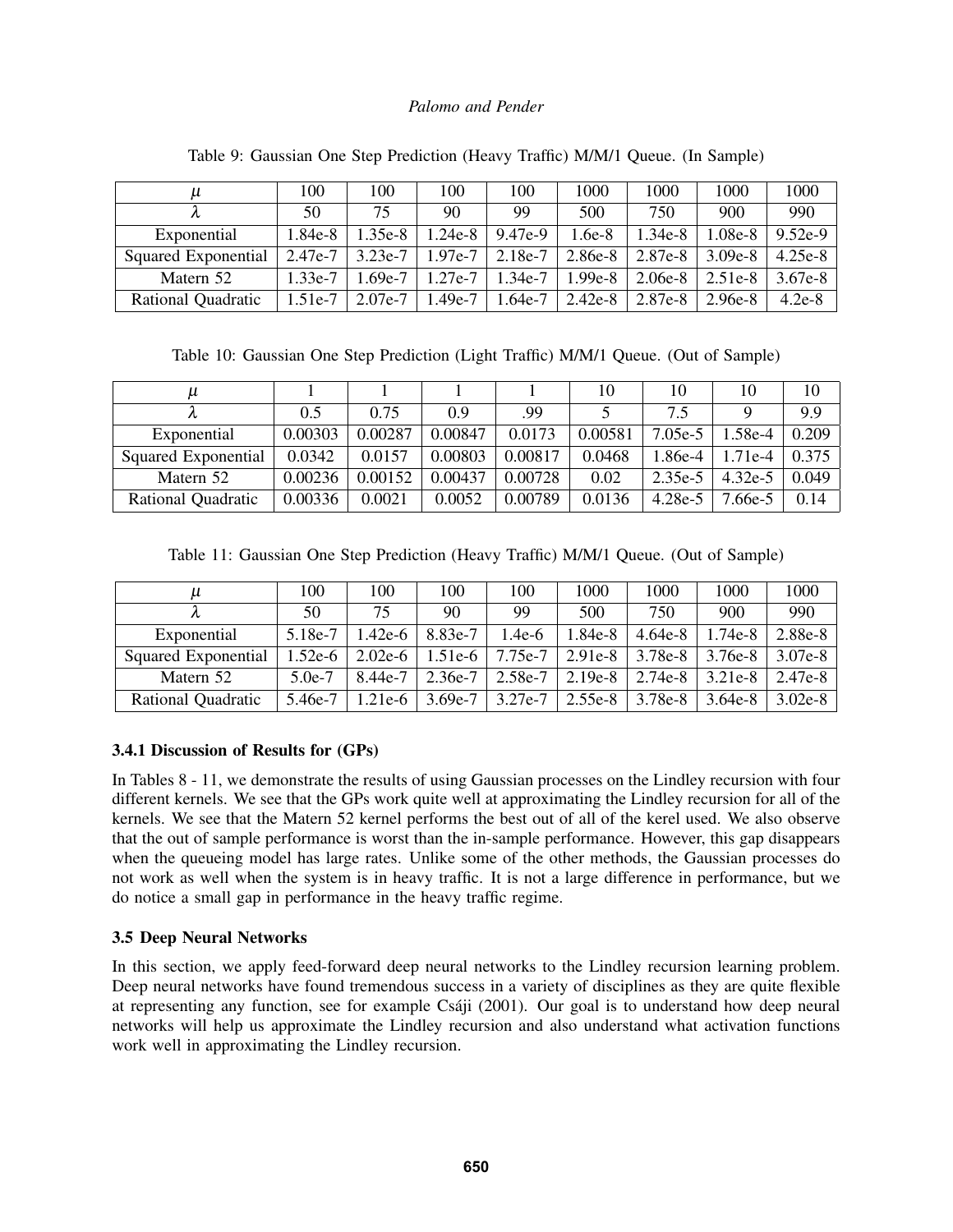Table 9: Gaussian One Step Prediction (Heavy Traffic) M/M/1 Queue. (In Sample)

| $\mu$ | 100 | 100 | 100 | 100 | 1000 | 1000 | 1000 | 1000 |
|---|---|---|---|---|---|---|---|---|
| $\lambda$ | 50 | 75 | 90 | 99 | 500 | 750 | 900 | 990 |
| Exponential | 1.84e-8 | 1.35e-8 | 1.24e-8 | 9.47e-9 | 1.6e-8 | 1.34e-8 | 1.08e-8 | 9.52e-9 |
| Squared Exponential | 2.47e-7 | 3.23e-7 | 1.97e-7 | 2.18e-7 | 2.86e-8 | 2.87e-8 | 3.09e-8 | 4.25e-8 |
| Matern 52 | 1.33e-7 | 1.69e-7 | 1.27e-7 | 1.34e-7 | 1.99e-8 | 2.06e-8 | 2.51e-8 | 3.67e-8 |
| Rational Quadratic | 1.51e-7 | 2.07e-7 | 1.49e-7 | 1.64e-7 | 2.42e-8 | 2.87e-8 | 2.96e-8 | 4.2e-8 |

Table 10: Gaussian One Step Prediction (Light Traffic) M/M/1 Queue. (Out of Sample)

| $\mu$ | 1 | 1 | 1 | 1 | 10 | 10 | 10 | 10 |
|---|---|---|---|---|---|---|---|---|
| $\lambda$ | 0.5 | 0.75 | 0.9 | .99 | 5 | 7.5 | 9 | 9.9 |
| Exponential | 0.00303 | 0.00287 | 0.00847 | 0.0173 | 0.00581 | 7.05e-5 | 1.58e-4 | 0.209 |
| Squared Exponential | 0.0342 | 0.0157 | 0.00803 | 0.00817 | 0.0468 | 1.86e-4 | 1.71e-4 | 0.375 |
| Matern 52 | 0.00236 | 0.00152 | 0.00437 | 0.00728 | 0.02 | 2.35e-5 | 4.32e-5 | 0.049 |
| Rational Quadratic | 0.00336 | 0.0021 | 0.0052 | 0.00789 | 0.0136 | 4.28e-5 | 7.66e-5 | 0.14 |

Table 11: Gaussian One Step Prediction (Heavy Traffic) M/M/1 Queue. (Out of Sample)

| $\mu$ | 100 | 100 | 100 | 100 | 1000 | 1000 | 1000 | 1000 |
|---|---|---|---|---|---|---|---|---|
| $\lambda$ | 50 | 75 | 90 | 99 | 500 | 750 | 900 | 990 |
| Exponential | 5.18e-7 | 1.42e-6 | 8.83e-7 | 1.4e-6 | 1.84e-8 | 4.64e-8 | 1.74e-8 | 2.88e-8 |
| Squared Exponential | 1.52e-6 | 2.02e-6 | 1.51e-6 | 7.75e-7 | 2.91e-8 | 3.78e-8 | 3.76e-8 | 3.07e-8 |
| Matern 52 | 5.0e-7 | 8.44e-7 | 2.36e-7 | 2.58e-7 | 2.19e-8 | 2.74e-8 | 3.21e-8 | 2.47e-8 |
| Rational Quadratic | 5.46e-7 | 1.21e-6 | 3.69e-7 | 3.27e-7 | 2.55e-8 | 3.78e-8 | 3.64e-8 | 3.02e-8 |

### 3.4.1 Discussion of Results for (GPs)

In Tables 8 - 11, we demonstrate the results of using Gaussian processes on the Lindley recursion with four different kernels. We see that the GPs work quite well at approximating the Lindley recursion for all of the kernels. We see that the Matern 52 kernel performs the best out of all of the kerel used. We also observe that the out of sample performance is worst than the in-sample performance. However, this gap disappears when the queueing model has large rates. Unlike some of the other methods, the Gaussian processes do not work as well when the system is in heavy traffic. It is not a large difference in performance, but we do notice a small gap in performance in the heavy traffic regime.

## 3.5 Deep Neural Networks

In this section, we apply feed-forward deep neural networks to the Lindley recursion learning problem. Deep neural networks have found tremendous success in a variety of disciplines as they are quite flexible at representing any function, see for example Csáji (2001). Our goal is to understand how deep neural networks will help us approximate the Lindley recursion and also understand what activation functions work well in approximating the Lindley recursion.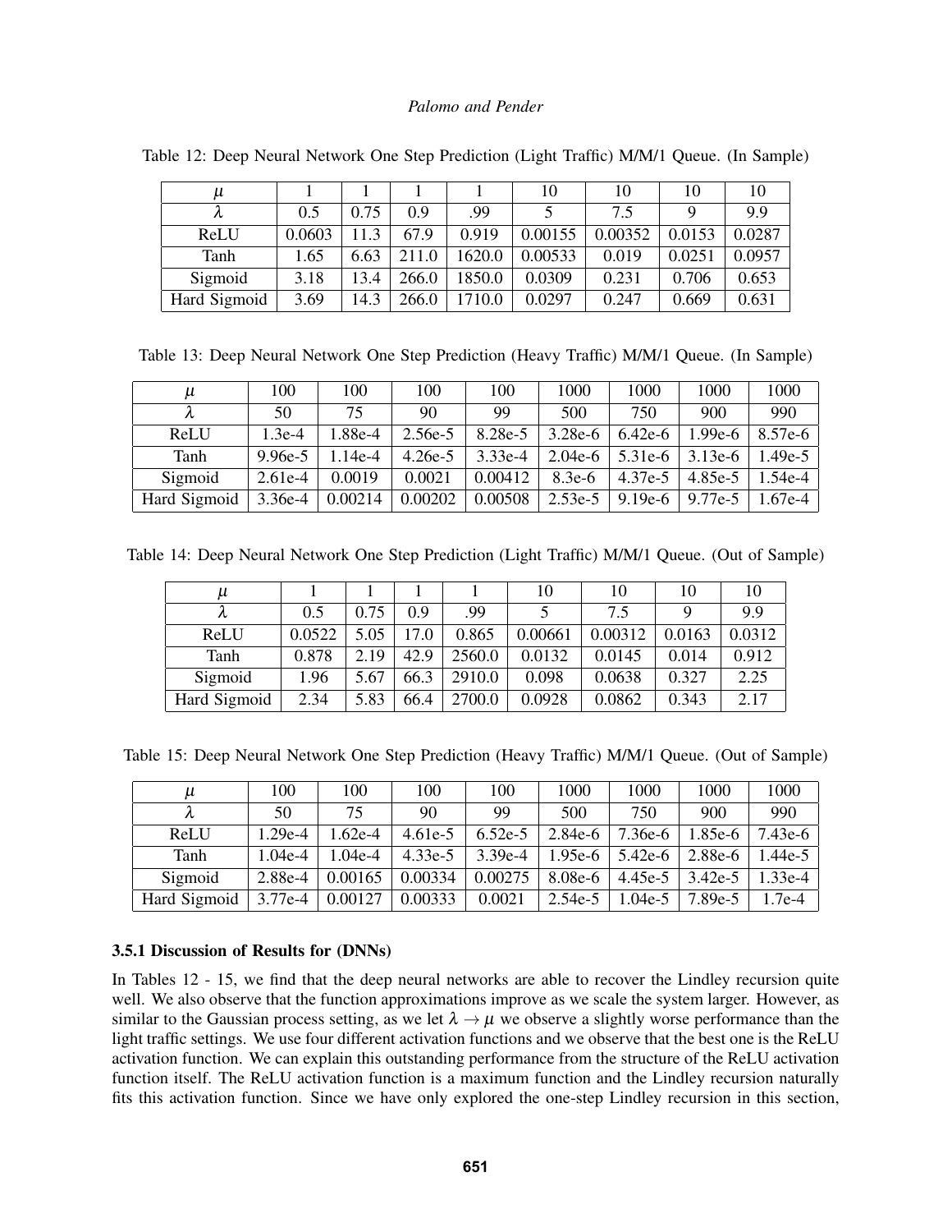Table 12: Deep Neural Network One Step Prediction (Light Traffic) M/M/1 Queue. (In Sample)

| $\mu$ | 1 | 1 | 1 | 1 | 10 | 10 | 10 | 10 |
|---|---|---|---|---|---|---|---|---|
| $\lambda$ | 0.5 | 0.75 | 0.9 | .99 | 5 | 7.5 | 9 | 9.9 |
| ReLU | 0.0603 | 11.3 | 67.9 | 0.919 | 0.00155 | 0.00352 | 0.0153 | 0.0287 |
| Tanh | 1.65 | 6.63 | 211.0 | 1620.0 | 0.00533 | 0.019 | 0.0251 | 0.0957 |
| Sigmoid | 3.18 | 13.4 | 266.0 | 1850.0 | 0.0309 | 0.231 | 0.706 | 0.653 |
| Hard Sigmoid | 3.69 | 14.3 | 266.0 | 1710.0 | 0.0297 | 0.247 | 0.669 | 0.631 |

Table 13: Deep Neural Network One Step Prediction (Heavy Traffic) M/M/1 Queue. (In Sample)

| $\mu$ | 100 | 100 | 100 | 100 | 1000 | 1000 | 1000 | 1000 |
|---|---|---|---|---|---|---|---|---|
| $\lambda$ | 50 | 75 | 90 | 99 | 500 | 750 | 900 | 990 |
| ReLU | 1.3e-4 | 1.88e-4 | 2.56e-5 | 8.28e-5 | 3.28e-6 | 6.42e-6 | 1.99e-6 | 8.57e-6 |
| Tanh | 9.96e-5 | 1.14e-4 | 4.26e-5 | 3.33e-4 | 2.04e-6 | 5.31e-6 | 3.13e-6 | 1.49e-5 |
| Sigmoid | 2.61e-4 | 0.0019 | 0.0021 | 0.00412 | 8.3e-6 | 4.37e-5 | 4.85e-5 | 1.54e-4 |
| Hard Sigmoid | 3.36e-4 | 0.00214 | 0.00202 | 0.00508 | 2.53e-5 | 9.19e-6 | 9.77e-5 | 1.67e-4 |

Table 14: Deep Neural Network One Step Prediction (Light Traffic) M/M/1 Queue. (Out of Sample)

| $\mu$ | 1 | 1 | 1 | 1 | 10 | 10 | 10 | 10 |
|---|---|---|---|---|---|---|---|---|
| $\lambda$ | 0.5 | 0.75 | 0.9 | .99 | 5 | 7.5 | 9 | 9.9 |
| ReLU | 0.0522 | 5.05 | 17.0 | 0.865 | 0.00661 | 0.00312 | 0.0163 | 0.0312 |
| Tanh | 0.878 | 2.19 | 42.9 | 2560.0 | 0.0132 | 0.0145 | 0.014 | 0.912 |
| Sigmoid | 1.96 | 5.67 | 66.3 | 2910.0 | 0.098 | 0.0638 | 0.327 | 2.25 |
| Hard Sigmoid | 2.34 | 5.83 | 66.4 | 2700.0 | 0.0928 | 0.0862 | 0.343 | 2.17 |

Table 15: Deep Neural Network One Step Prediction (Heavy Traffic) M/M/1 Queue. (Out of Sample)

| $\mu$ | 100 | 100 | 100 | 100 | 1000 | 1000 | 1000 | 1000 |
|---|---|---|---|---|---|---|---|---|
| $\lambda$ | 50 | 75 | 90 | 99 | 500 | 750 | 900 | 990 |
| ReLU | 1.29e-4 | 1.62e-4 | 4.61e-5 | 6.52e-5 | 2.84e-6 | 7.36e-6 | 1.85e-6 | 7.43e-6 |
| Tanh | 1.04e-4 | 1.04e-4 | 4.33e-5 | 3.39e-4 | 1.95e-6 | 5.42e-6 | 2.88e-6 | 1.44e-5 |
| Sigmoid | 2.88e-4 | 0.00165 | 0.00334 | 0.00275 | 8.08e-6 | 4.45e-5 | 3.42e-5 | 1.33e-4 |
| Hard Sigmoid | 3.77e-4 | 0.00127 | 0.00333 | 0.0021 | 2.54e-5 | 1.04e-5 | 7.89e-5 | 1.7e-4 |

### 3.5.1 Discussion of Results for (DNNs)

In Tables 12 - 15, we find that the deep neural networks are able to recover the Lindley recursion quite well. We also observe that the function approximations improve as we scale the system larger. However, as similar to the Gaussian process setting, as we let $\lambda \to \mu$ we observe a slightly worse performance than the light traffic settings. We use four different activation functions and we observe that the best one is the ReLU activation function. We can explain this outstanding performance from the structure of the ReLU activation function itself. The ReLU activation function is a maximum function and the Lindley recursion naturally fits this activation function. Since we have only explored the one-step Lindley recursion in this section,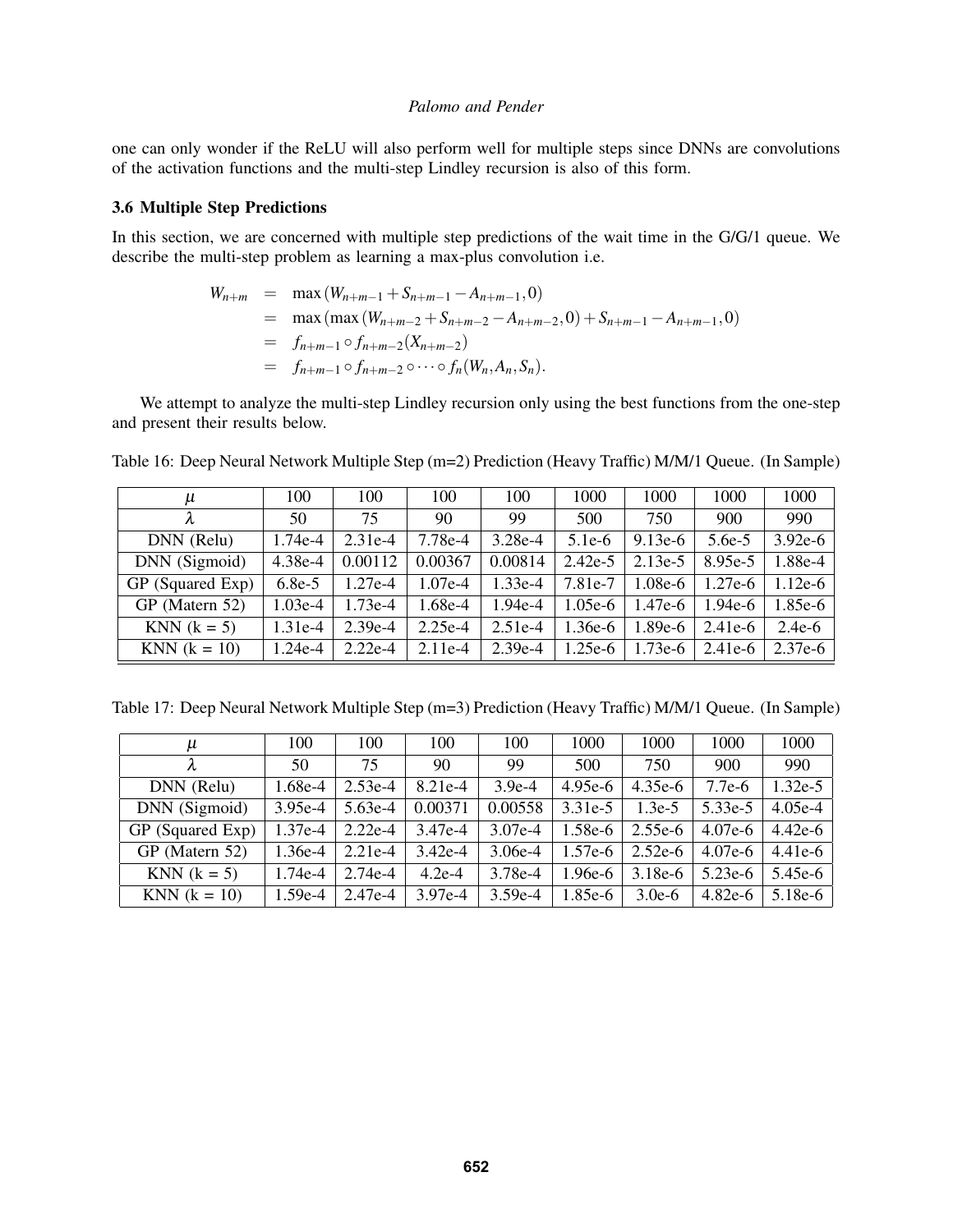one can only wonder if the ReLU will also perform well for multiple steps since DNNs are convolutions of the activation functions and the multi-step Lindley recursion is also of this form.

### 3.6 Multiple Step Predictions

In this section, we are concerned with multiple step predictions of the wait time in the G/G/1 queue. We describe the multi-step problem as learning a max-plus convolution i.e.

$$
\begin{aligned}
W_{n+m} &= \max\left(W_{n+m-1} + S_{n+m-1} - A_{n+m-1}, 0\right) \\
&= \max\left(\max\left(W_{n+m-2} + S_{n+m-2} - A_{n+m-2}, 0\right) + S_{n+m-1} - A_{n+m-1}, 0\right) \\
&= f_{n+m-1} \circ f_{n+m-2}(X_{n+m-2}) \\
&= f_{n+m-1} \circ f_{n+m-2} \circ \cdots \circ f_n(W_n, A_n, S_n).
\end{aligned}
$$

We attempt to analyze the multi-step Lindley recursion only using the best functions from the one-step and present their results below.

Table 16: Deep Neural Network Multiple Step (m=2) Prediction (Heavy Traffic) M/M/1 Queue. (In Sample)

| $\mu$ | 100 | 100 | 100 | 100 | 1000 | 1000 | 1000 | 1000 |
|---|---|---|---|---|---|---|---|---|
| $\lambda$ | 50 | 75 | 90 | 99 | 500 | 750 | 900 | 990 |
| DNN (Relu) | 1.74e-4 | 2.31e-4 | 7.78e-4 | 3.28e-4 | 5.1e-6 | 9.13e-6 | 5.6e-5 | 3.92e-6 |
| DNN (Sigmoid) | 4.38e-4 | 0.00112 | 0.00367 | 0.00814 | 2.42e-5 | 2.13e-5 | 8.95e-5 | 1.88e-4 |
| GP (Squared Exp) | 6.8e-5 | 1.27e-4 | 1.07e-4 | 1.33e-4 | 7.81e-7 | 1.08e-6 | 1.27e-6 | 1.12e-6 |
| GP (Matern 52) | 1.03e-4 | 1.73e-4 | 1.68e-4 | 1.94e-4 | 1.05e-6 | 1.47e-6 | 1.94e-6 | 1.85e-6 |
| KNN (k = 5) | 1.31e-4 | 2.39e-4 | 2.25e-4 | 2.51e-4 | 1.36e-6 | 1.89e-6 | 2.41e-6 | 2.4e-6 |
| KNN (k = 10) | 1.24e-4 | 2.22e-4 | 2.11e-4 | 2.39e-4 | 1.25e-6 | 1.73e-6 | 2.41e-6 | 2.37e-6 |

Table 17: Deep Neural Network Multiple Step (m=3) Prediction (Heavy Traffic) M/M/1 Queue. (In Sample)

| $\mu$ | 100 | 100 | 100 | 100 | 1000 | 1000 | 1000 | 1000 |
|---|---|---|---|---|---|---|---|---|
| $\lambda$ | 50 | 75 | 90 | 99 | 500 | 750 | 900 | 990 |
| DNN (Relu) | 1.68e-4 | 2.53e-4 | 8.21e-4 | 3.9e-4 | 4.95e-6 | 4.35e-6 | 7.7e-6 | 1.32e-5 |
| DNN (Sigmoid) | 3.95e-4 | 5.63e-4 | 0.00371 | 0.00558 | 3.31e-5 | 1.3e-5 | 5.33e-5 | 4.05e-4 |
| GP (Squared Exp) | 1.37e-4 | 2.22e-4 | 3.47e-4 | 3.07e-4 | 1.58e-6 | 2.55e-6 | 4.07e-6 | 4.42e-6 |
| GP (Matern 52) | 1.36e-4 | 2.21e-4 | 3.42e-4 | 3.06e-4 | 1.57e-6 | 2.52e-6 | 4.07e-6 | 4.41e-6 |
| KNN (k = 5) | 1.74e-4 | 2.74e-4 | 4.2e-4 | 3.78e-4 | 1.96e-6 | 3.18e-6 | 5.23e-6 | 5.45e-6 |
| KNN (k = 10) | 1.59e-4 | 2.47e-4 | 3.97e-4 | 3.59e-4 | 1.85e-6 | 3.0e-6 | 4.82e-6 | 5.18e-6 |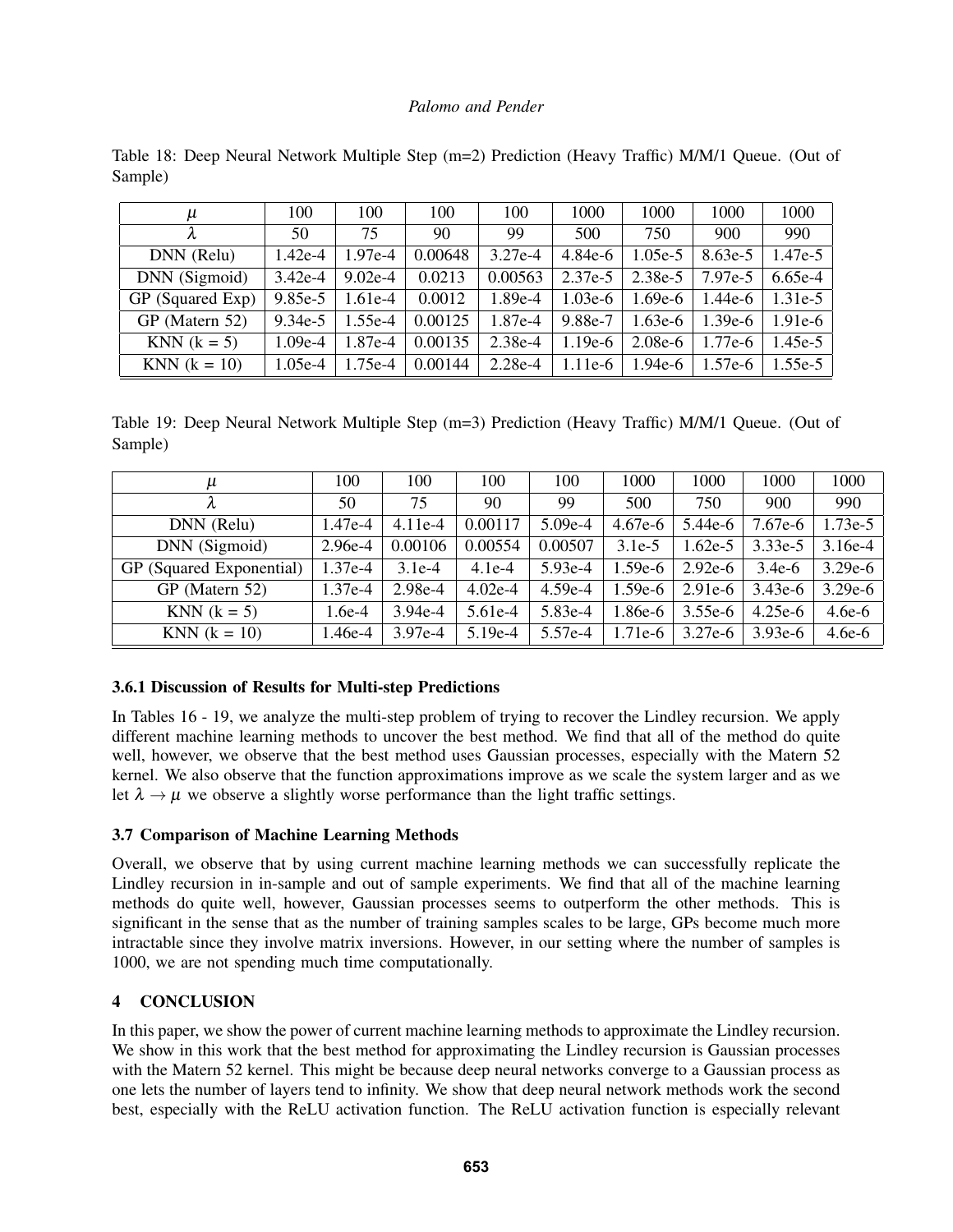Table 18: Deep Neural Network Multiple Step (m=2) Prediction (Heavy Traffic) M/M/1 Queue. (Out of Sample)

| $\mu$ | 100 | 100 | 100 | 100 | 1000 | 1000 | 1000 | 1000 |
|---|---|---|---|---|---|---|---|---|
| $\lambda$ | 50 | 75 | 90 | 99 | 500 | 750 | 900 | 990 |
| DNN (Relu) | 1.42e-4 | 1.97e-4 | 0.00648 | 3.27e-4 | 4.84e-6 | 1.05e-5 | 8.63e-5 | 1.47e-5 |
| DNN (Sigmoid) | 3.42e-4 | 9.02e-4 | 0.0213 | 0.00563 | 2.37e-5 | 2.38e-5 | 7.97e-5 | 6.65e-4 |
| GP (Squared Exp) | 9.85e-5 | 1.61e-4 | 0.0012 | 1.89e-4 | 1.03e-6 | 1.69e-6 | 1.44e-6 | 1.31e-5 |
| GP (Matern 52) | 9.34e-5 | 1.55e-4 | 0.00125 | 1.87e-4 | 9.88e-7 | 1.63e-6 | 1.39e-6 | 1.91e-6 |
| KNN (k = 5) | 1.09e-4 | 1.87e-4 | 0.00135 | 2.38e-4 | 1.19e-6 | 2.08e-6 | 1.77e-6 | 1.45e-5 |
| KNN (k = 10) | 1.05e-4 | 1.75e-4 | 0.00144 | 2.28e-4 | 1.11e-6 | 1.94e-6 | 1.57e-6 | 1.55e-5 |

Table 19: Deep Neural Network Multiple Step (m=3) Prediction (Heavy Traffic) M/M/1 Queue. (Out of Sample)

| $\mu$ | 100 | 100 | 100 | 100 | 1000 | 1000 | 1000 | 1000 |
|---|---|---|---|---|---|---|---|---|
| $\lambda$ | 50 | 75 | 90 | 99 | 500 | 750 | 900 | 990 |
| DNN (Relu) | 1.47e-4 | 4.11e-4 | 0.00117 | 5.09e-4 | 4.67e-6 | 5.44e-6 | 7.67e-6 | 1.73e-5 |
| DNN (Sigmoid) | 2.96e-4 | 0.00106 | 0.00554 | 0.00507 | 3.1e-5 | 1.62e-5 | 3.33e-5 | 3.16e-4 |
| GP (Squared Exponential) | 1.37e-4 | 3.1e-4 | 4.1e-4 | 5.93e-4 | 1.59e-6 | 2.92e-6 | 3.4e-6 | 3.29e-6 |
| GP (Matern 52) | 1.37e-4 | 2.98e-4 | 4.02e-4 | 4.59e-4 | 1.59e-6 | 2.91e-6 | 3.43e-6 | 3.29e-6 |
| KNN (k = 5) | 1.6e-4 | 3.94e-4 | 5.61e-4 | 5.83e-4 | 1.86e-6 | 3.55e-6 | 4.25e-6 | 4.6e-6 |
| KNN (k = 10) | 1.46e-4 | 3.97e-4 | 5.19e-4 | 5.57e-4 | 1.71e-6 | 3.27e-6 | 3.93e-6 | 4.6e-6 |

### 3.6.1 Discussion of Results for Multi-step Predictions

In Tables 16 - 19, we analyze the multi-step problem of trying to recover the Lindley recursion. We apply different machine learning methods to uncover the best method. We find that all of the method do quite well, however, we observe that the best method uses Gaussian processes, especially with the Matern 52 kernel. We also observe that the function approximations improve as we scale the system larger and as we let $\lambda \to \mu$ we observe a slightly worse performance than the light traffic settings.

## 3.7 Comparison of Machine Learning Methods

Overall, we observe that by using current machine learning methods we can successfully replicate the Lindley recursion in in-sample and out of sample experiments. We find that all of the machine learning methods do quite well, however, Gaussian processes seems to outperform the other methods. This is significant in the sense that as the number of training samples scales to be large, GPs become much more intractable since they involve matrix inversions. However, in our setting where the number of samples is 1000, we are not spending much time computationally.

# 4 CONCLUSION

In this paper, we show the power of current machine learning methods to approximate the Lindley recursion. We show in this work that the best method for approximating the Lindley recursion is Gaussian processes with the Matern 52 kernel. This might be because deep neural networks converge to a Gaussian process as one lets the number of layers tend to infinity. We show that deep neural network methods work the second best, especially with the ReLU activation function. The ReLU activation function is especially relevant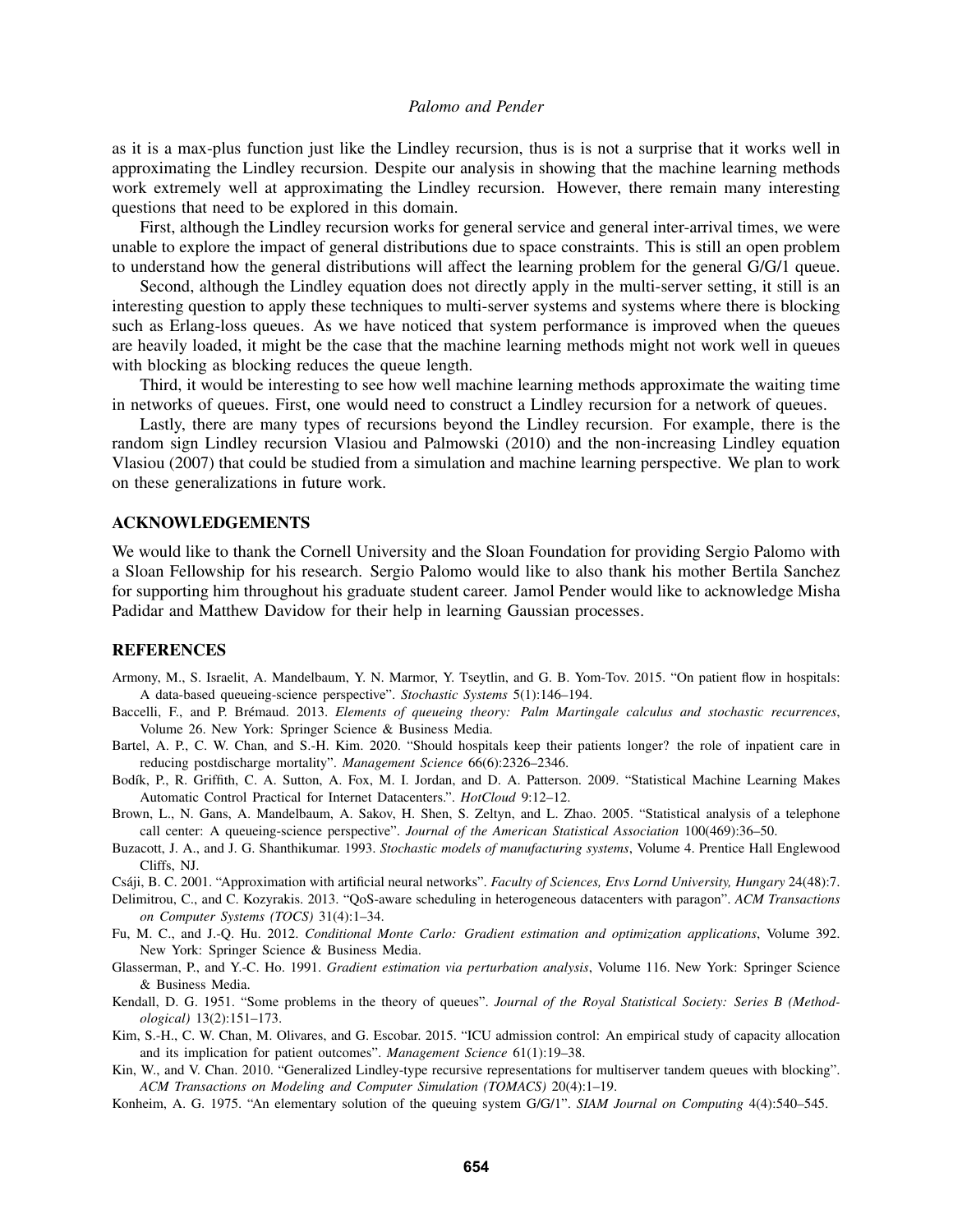as it is a max-plus function just like the Lindley recursion, thus is is not a surprise that it works well in approximating the Lindley recursion. Despite our analysis in showing that the machine learning methods work extremely well at approximating the Lindley recursion. However, there remain many interesting questions that need to be explored in this domain.

First, although the Lindley recursion works for general service and general inter-arrival times, we were unable to explore the impact of general distributions due to space constraints. This is still an open problem to understand how the general distributions will affect the learning problem for the general G/G/1 queue.

Second, although the Lindley equation does not directly apply in the multi-server setting, it still is an interesting question to apply these techniques to multi-server systems and systems where there is blocking such as Erlang-loss queues. As we have noticed that system performance is improved when the queues are heavily loaded, it might be the case that the machine learning methods might not work well in queues with blocking as blocking reduces the queue length.

Third, it would be interesting to see how well machine learning methods approximate the waiting time in networks of queues. First, one would need to construct a Lindley recursion for a network of queues.

Lastly, there are many types of recursions beyond the Lindley recursion. For example, there is the random sign Lindley recursion Vlasiou and Palmowski (2010) and the non-increasing Lindley equation Vlasiou (2007) that could be studied from a simulation and machine learning perspective. We plan to work on these generalizations in future work.

## ACKNOWLEDGEMENTS

We would like to thank the Cornell University and the Sloan Foundation for providing Sergio Palomo with a Sloan Fellowship for his research. Sergio Palomo would like to also thank his mother Bertila Sanchez for supporting him throughout his graduate student career. Jamol Pender would like to acknowledge Misha Padidar and Matthew Davidow for their help in learning Gaussian processes.

## REFERENCES

Armony, M., S. Israelit, A. Mandelbaum, Y. N. Marmor, Y. Tseytlin, and G. B. Yom-Tov. 2015. "On patient flow in hospitals: A data-based queueing-science perspective". *Stochastic Systems* 5(1):146–194.

Baccelli, F., and P. Brémaud. 2013. *Elements of queueing theory: Palm Martingale calculus and stochastic recurrences*, Volume 26. New York: Springer Science & Business Media.

Bartel, A. P., C. W. Chan, and S.-H. Kim. 2020. "Should hospitals keep their patients longer? the role of inpatient care in reducing postdischarge mortality". *Management Science* 66(6):2326–2346.

Bodík, P., R. Griffith, C. A. Sutton, A. Fox, M. I. Jordan, and D. A. Patterson. 2009. "Statistical Machine Learning Makes Automatic Control Practical for Internet Datacenters.". *HotCloud* 9:12–12.

Brown, L., N. Gans, A. Mandelbaum, A. Sakov, H. Shen, S. Zeltyn, and L. Zhao. 2005. "Statistical analysis of a telephone call center: A queueing-science perspective". *Journal of the American Statistical Association* 100(469):36–50.

Buzacott, J. A., and J. G. Shanthikumar. 1993. *Stochastic models of manufacturing systems*, Volume 4. Prentice Hall Englewood Cliffs, NJ.

Csáji, B. C. 2001. "Approximation with artificial neural networks". *Faculty of Sciences, Etvs Lornd University, Hungary* 24(48):7.

Delimitrou, C., and C. Kozyrakis. 2013. "QoS-aware scheduling in heterogeneous datacenters with paragon". *ACM Transactions on Computer Systems (TOCS)* 31(4):1–34.

Fu, M. C., and J.-Q. Hu. 2012. *Conditional Monte Carlo: Gradient estimation and optimization applications*, Volume 392. New York: Springer Science & Business Media.

Glasserman, P., and Y.-C. Ho. 1991. *Gradient estimation via perturbation analysis*, Volume 116. New York: Springer Science & Business Media.

Kendall, D. G. 1951. "Some problems in the theory of queues". *Journal of the Royal Statistical Society: Series B (Methodological)* 13(2):151–173.

Kim, S.-H., C. W. Chan, M. Olivares, and G. Escobar. 2015. "ICU admission control: An empirical study of capacity allocation and its implication for patient outcomes". *Management Science* 61(1):19–38.

Kin, W., and V. Chan. 2010. "Generalized Lindley-type recursive representations for multiserver tandem queues with blocking". *ACM Transactions on Modeling and Computer Simulation (TOMACS)* 20(4):1–19.

Konheim, A. G. 1975. "An elementary solution of the queuing system G/G/1". *SIAM Journal on Computing* 4(4):540–545.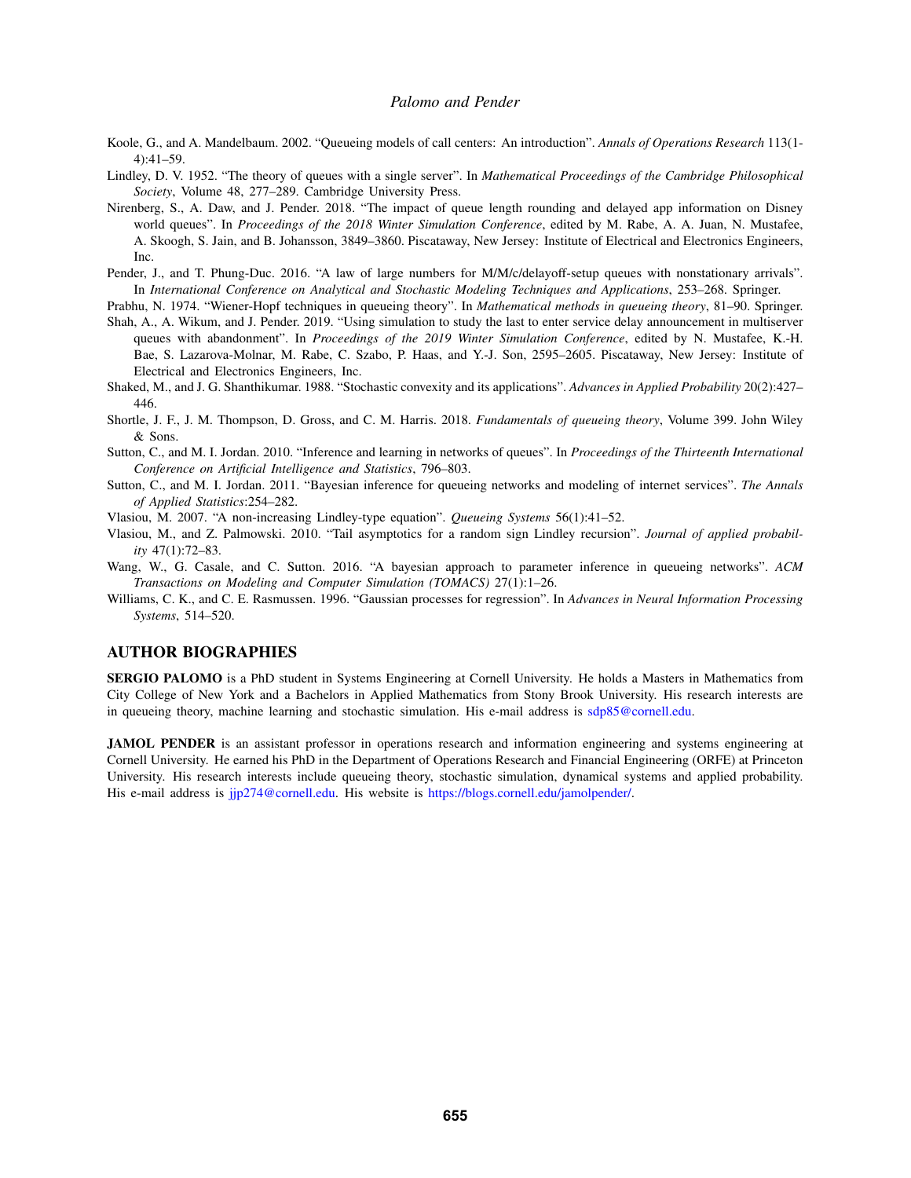Koole, G., and A. Mandelbaum. 2002. "Queueing models of call centers: An introduction". *Annals of Operations Research* 113(1-4):41–59.

Lindley, D. V. 1952. "The theory of queues with a single server". In *Mathematical Proceedings of the Cambridge Philosophical Society*, Volume 48, 277–289. Cambridge University Press.

Nirenberg, S., A. Daw, and J. Pender. 2018. "The impact of queue length rounding and delayed app information on Disney world queues". In *Proceedings of the 2018 Winter Simulation Conference*, edited by M. Rabe, A. A. Juan, N. Mustafee, A. Skoogh, S. Jain, and B. Johansson, 3849–3860. Piscataway, New Jersey: Institute of Electrical and Electronics Engineers, Inc.

Pender, J., and T. Phung-Duc. 2016. "A law of large numbers for M/M/c/delayoff-setup queues with nonstationary arrivals". In *International Conference on Analytical and Stochastic Modeling Techniques and Applications*, 253–268. Springer.

Prabhu, N. 1974. "Wiener-Hopf techniques in queueing theory". In *Mathematical methods in queueing theory*, 81–90. Springer.

Shah, A., A. Wikum, and J. Pender. 2019. "Using simulation to study the last to enter service delay announcement in multiserver queues with abandonment". In *Proceedings of the 2019 Winter Simulation Conference*, edited by N. Mustafee, K.-H. Bae, S. Lazarova-Molnar, M. Rabe, C. Szabo, P. Haas, and Y.-J. Son, 2595–2605. Piscataway, New Jersey: Institute of Electrical and Electronics Engineers, Inc.

Shaked, M., and J. G. Shanthikumar. 1988. "Stochastic convexity and its applications". *Advances in Applied Probability* 20(2):427–446.

Shortle, J. F., J. M. Thompson, D. Gross, and C. M. Harris. 2018. *Fundamentals of queueing theory*, Volume 399. John Wiley & Sons.

Sutton, C., and M. I. Jordan. 2010. "Inference and learning in networks of queues". In *Proceedings of the Thirteenth International Conference on Artificial Intelligence and Statistics*, 796–803.

Sutton, C., and M. I. Jordan. 2011. "Bayesian inference for queueing networks and modeling of internet services". *The Annals of Applied Statistics*:254–282.

Vlasiou, M. 2007. "A non-increasing Lindley-type equation". *Queueing Systems* 56(1):41–52.

Vlasiou, M., and Z. Palmowski. 2010. "Tail asymptotics for a random sign Lindley recursion". *Journal of applied probability* 47(1):72–83.

Wang, W., G. Casale, and C. Sutton. 2016. "A bayesian approach to parameter inference in queueing networks". *ACM Transactions on Modeling and Computer Simulation (TOMACS)* 27(1):1–26.

Williams, C. K., and C. E. Rasmussen. 1996. "Gaussian processes for regression". In *Advances in Neural Information Processing Systems*, 514–520.

## AUTHOR BIOGRAPHIES

**SERGIO PALOMO** is a PhD student in Systems Engineering at Cornell University. He holds a Masters in Mathematics from City College of New York and a Bachelors in Applied Mathematics from Stony Brook University. His research interests are in queueing theory, machine learning and stochastic simulation. His e-mail address is sdp85@cornell.edu.

**JAMOL PENDER** is an assistant professor in operations research and information engineering and systems engineering at Cornell University. He earned his PhD in the Department of Operations Research and Financial Engineering (ORFE) at Princeton University. His research interests include queueing theory, stochastic simulation, dynamical systems and applied probability. His e-mail address is jjp274@cornell.edu. His website is https://blogs.cornell.edu/jamolpender/.